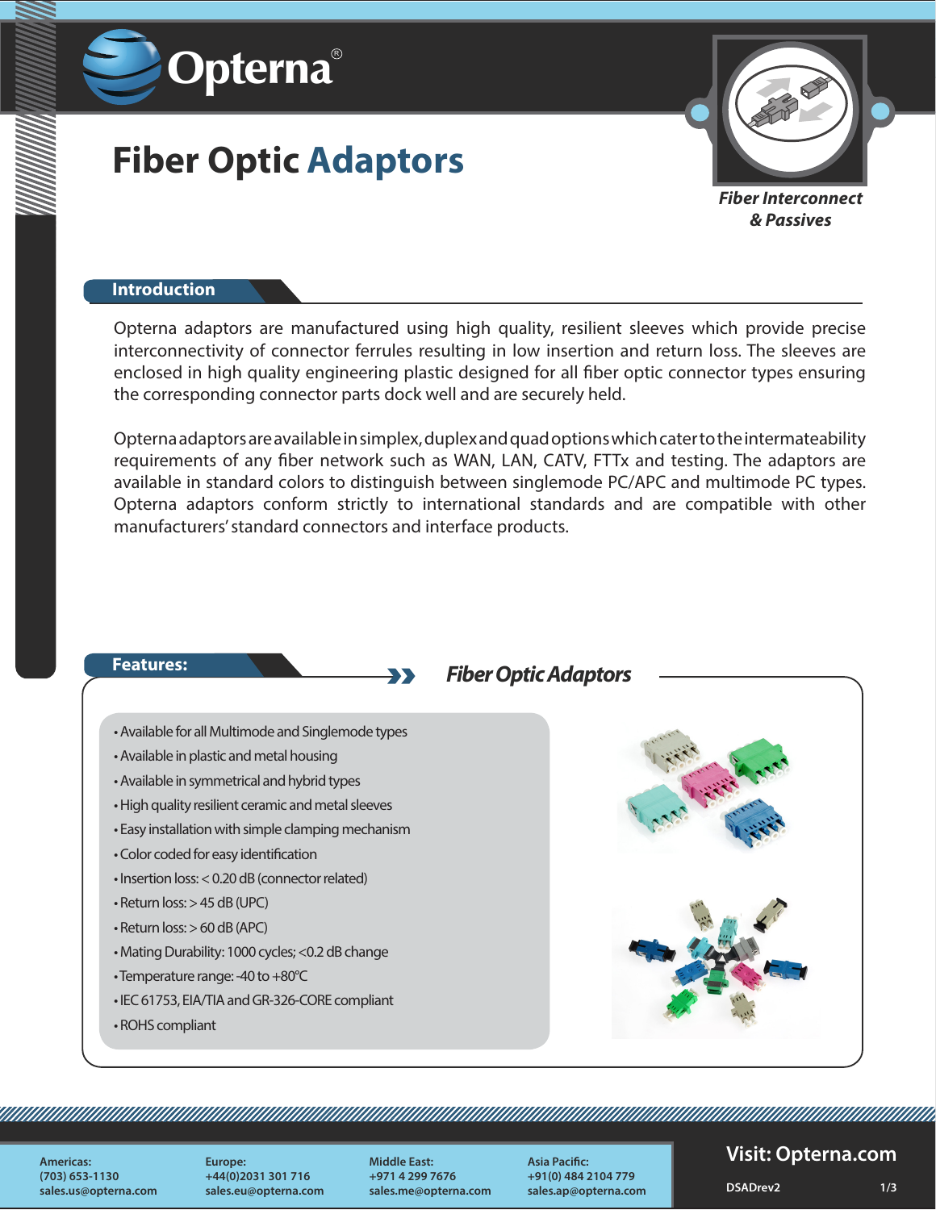# Fiber Optic Adaptors

*Fiber Interconnect & Passives*

## Introduction

Opterna adaptors are manufactured using high quality, resilient sleeves which provide precise interconnectivity of connector ferrules resulting in low insertion and return loss. The sleeves are enclosed in high quality engineering plastic designed for all fiber optic connector types ensuring the corresponding connector parts dock well and are securely held.

Opterna adaptors are available in simplex, duplex and quad options which cater to the intermateability requirements of any fiber network such as WAN, LAN, CATV, FTTx and testing. The adaptors are available in standard colors to distinguish between singlemode PC/APC and multimode PC types. Opterna adaptors conform strictly to international standards and are compatible with other manufacturers' standard connectors and interface products.

## Features:

### *Fiber Optic Adaptors*

- Available for all Multimode and Singlemode types
- Available in plastic and metal housing
- Available in symmetrical and hybrid types
- High quality resilient ceramic and metal sleeves
- Easy installation with simple clamping mechanism
- Color coded for easy identification
- Insertion loss: < 0.20 dB (connector related)
- Return loss: > 45 dB (UPC)
- Return loss: > 60 dB (APC)
- Mating Durability: 1000 cycles; <0.2 dB change
- Temperature range: -40 to +80°C
- IEC 61753, EIA/TIA and GR-326-CORE compliant
- ROHS compliant

**Americas:** (703) 653-1130 sales.us@opterna.com
**Europe:** +44(0)2031 301 716 sales.eu@opterna.com
**Middle East:** +971 4 299 7676 sales.me@opterna.com
**Asia Pacific:** +91(0) 484 2104 779 sales.ap@opterna.com

**Visit: Opterna.com**

DSADrev2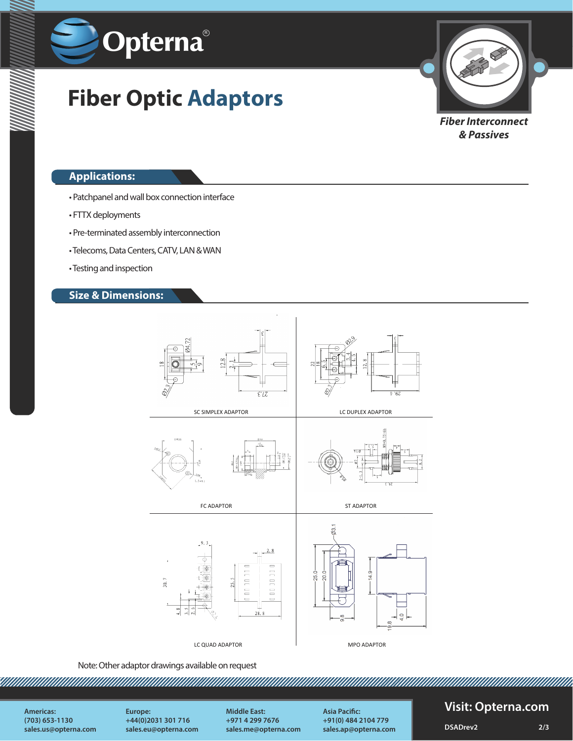# Fiber Optic Adaptors

*Fiber Interconnect & Passives*

## Applications:

- Patchpanel and wall box connection interface
- FTTX deployments
- Pre-terminated assembly interconnection
- Telecoms, Data Centers, CATV, LAN & WAN
- Testing and inspection

## Size & Dimensions:

SC SIMPLEX ADAPTOR

LC DUPLEX ADAPTOR

FC ADAPTOR

ST ADAPTOR

LC QUAD ADAPTOR

MPO ADAPTOR

Note: Other adaptor drawings available on request

**Americas:**
(703) 653-1130
sales.us@opterna.com

**Europe:**
+44(0)2031 301 716
sales.eu@opterna.com

**Middle East:**
+971 4 299 7676
sales.me@opterna.com

**Asia Pacific:**
+91(0) 484 2104 779
sales.ap@opterna.com

**Visit: Opterna.com**

DSADrev2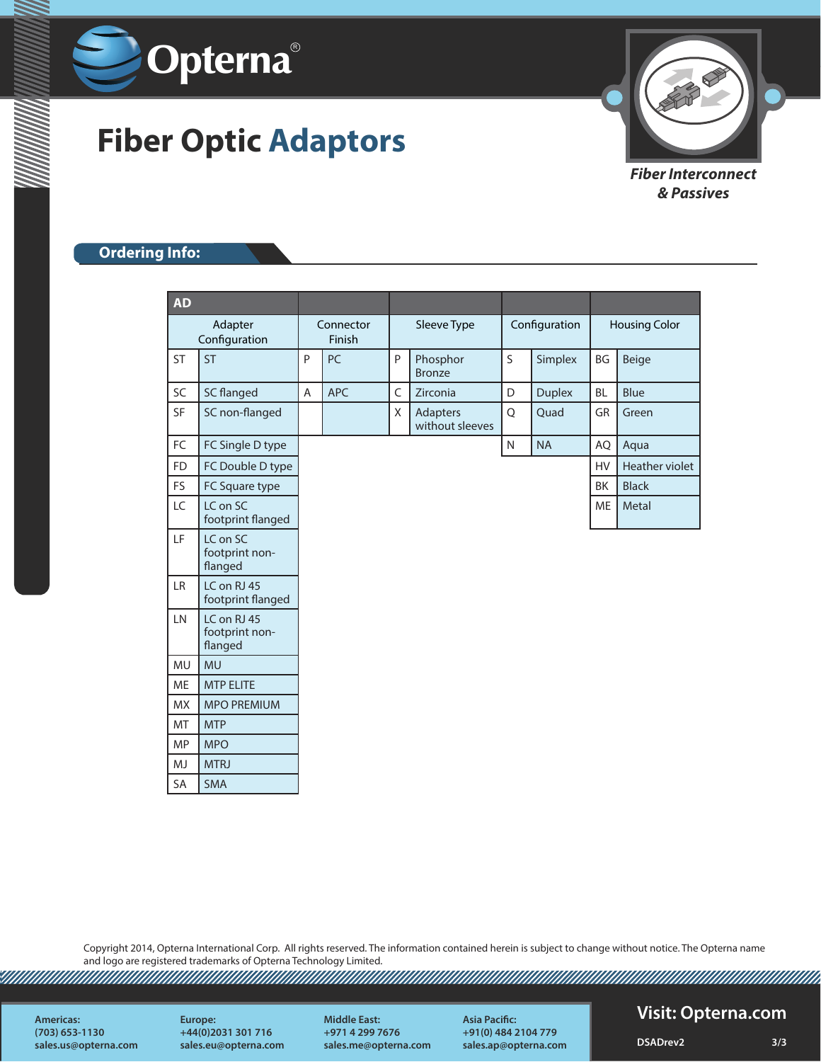# Fiber Optic Adaptors

*Fiber Interconnect & Passives*

## Ordering Info:

| AD | | | | | | | | | |
|---|---|---|---|---|---|---|---|---|---|
| Adapter Configuration | | Connector Finish | | Sleeve Type | | Configuration | | Housing Color | |
| ST | ST | P | PC | P | Phosphor Bronze | S | Simplex | BG | Beige |
| SC | SC flanged | A | APC | C | Zirconia | D | Duplex | BL | Blue |
| SF | SC non-flanged | | | X | Adapters without sleeves | Q | Quad | GR | Green |
| FC | FC Single D type | | | | | N | NA | AQ | Aqua |
| FD | FC Double D type | | | | | | | HV | Heather violet |
| FS | FC Square type | | | | | | | BK | Black |
| LC | LC on SC footprint flanged | | | | | | | ME | Metal |
| LF | LC on SC footprint non-flanged | | | | | | | | |
| LR | LC on RJ 45 footprint flanged | | | | | | | | |
| LN | LC on RJ 45 footprint non-flanged | | | | | | | | |
| MU | MU | | | | | | | | |
| ME | MTP ELITE | | | | | | | | |
| MX | MPO PREMIUM | | | | | | | | |
| MT | MTP | | | | | | | | |
| MP | MPO | | | | | | | | |
| MJ | MTRJ | | | | | | | | |
| SA | SMA | | | | | | | | |

Copyright 2014, Opterna International Corp. All rights reserved. The information contained herein is subject to change without notice. The Opterna name and logo are registered trademarks of Opterna Technology Limited.

**Americas:**
**(703) 653-1130**
**sales.us@opterna.com**

**Europe:**
**+44(0)2031 301 716**
**sales.eu@opterna.com**

**Middle East:**
**+971 4 299 7676**
**sales.me@opterna.com**

**Asia Pacific:**
**+91(0) 484 2104 779**
**sales.ap@opterna.com**

**Visit: Opterna.com**

DSADrev2